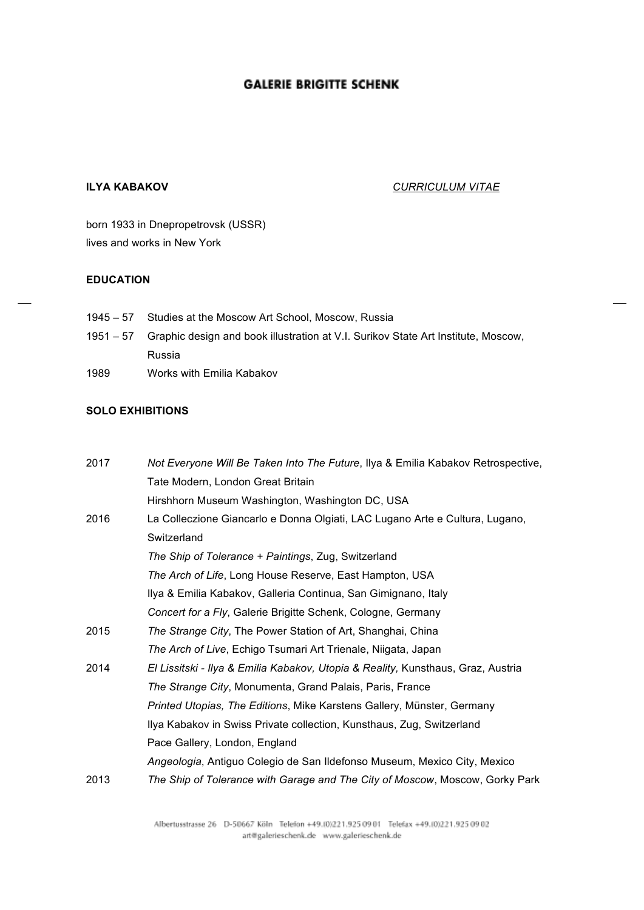# GALERIE BRIGITTE SCHENK

**ILYA KABAKOV** *CURRICULUM VITAE*

born 1933 in Dnepropetrovsk (USSR)
lives and works in New York

## EDUCATION

| | |
|---|---|
| 1945 – 57 | Studies at the Moscow Art School, Moscow, Russia |
| 1951 – 57 | Graphic design and book illustration at V.I. Surikov State Art Institute, Moscow, Russia |
| 1989 | Works with Emilia Kabakov |

## SOLO EXHIBITIONS

| | |
|---|---|
| 2017 | *Not Everyone Will Be Taken Into The Future*, Ilya & Emilia Kabakov Retrospective, Tate Modern, London Great Britain |
| | Hirshhorn Museum Washington, Washington DC, USA |
| 2016 | La Colleczione Giancarlo e Donna Olgiati, LAC Lugano Arte e Cultura, Lugano, Switzerland |
| | *The Ship of Tolerance + Paintings*, Zug, Switzerland |
| | *The Arch of Life*, Long House Reserve, East Hampton, USA |
| | Ilya & Emilia Kabakov, Galleria Continua, San Gimignano, Italy |
| | *Concert for a Fly*, Galerie Brigitte Schenk, Cologne, Germany |
| 2015 | *The Strange City*, The Power Station of Art, Shanghai, China |
| | *The Arch of Live*, Echigo Tsumari Art Trienale, Niigata, Japan |
| 2014 | *El Lissitski - Ilya & Emilia Kabakov, Utopia & Reality,* Kunsthaus, Graz, Austria |
| | *The Strange City*, Monumenta, Grand Palais, Paris, France |
| | *Printed Utopias, The Editions*, Mike Karstens Gallery, Münster, Germany |
| | Ilya Kabakov in Swiss Private collection, Kunsthaus, Zug, Switzerland |
| | Pace Gallery, London, England |
| | *Angeologia*, Antiguo Colegio de San Ildefonso Museum, Mexico City, Mexico |
| 2013 | *The Ship of Tolerance with Garage and The City of Moscow*, Moscow, Gorky Park |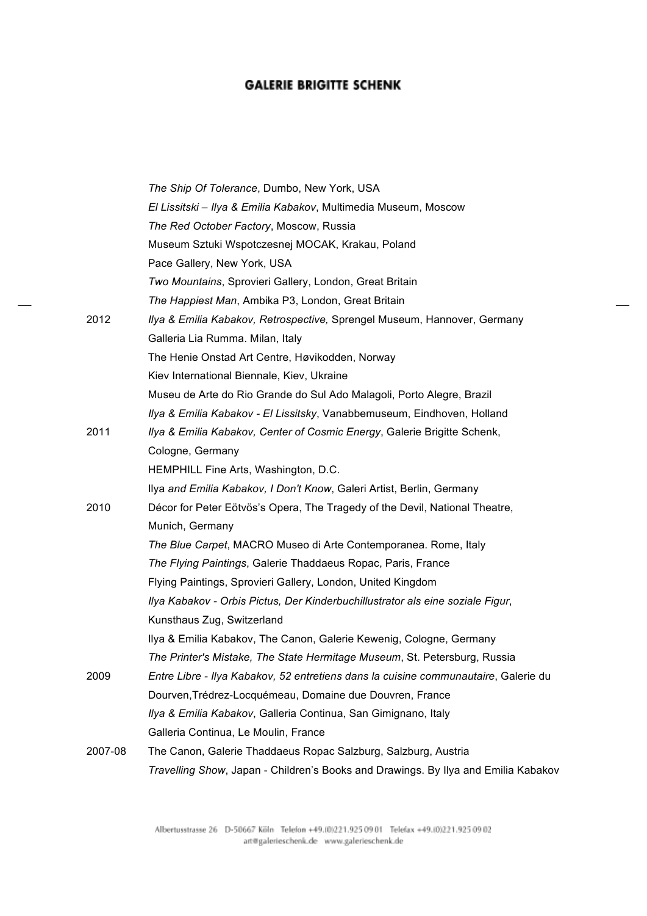GALERIE BRIGITTE SCHENK

| | |
|---|---|
| | *The Ship Of Tolerance*, Dumbo, New York, USA |
| | *El Lissitski – Ilya & Emilia Kabakov*, Multimedia Museum, Moscow |
| | *The Red October Factory*, Moscow, Russia |
| | Museum Sztuki Wspotczesnej MOCAK, Krakau, Poland |
| | Pace Gallery, New York, USA |
| | *Two Mountains*, Sprovieri Gallery, London, Great Britain |
| | *The Happiest Man*, Ambika P3, London, Great Britain |
| 2012 | *Ilya & Emilia Kabakov, Retrospective,* Sprengel Museum, Hannover, Germany |
| | Galleria Lia Rumma. Milan, Italy |
| | The Henie Onstad Art Centre, Høvikodden, Norway |
| | Kiev International Biennale, Kiev, Ukraine |
| | Museu de Arte do Rio Grande do Sul Ado Malagoli, Porto Alegre, Brazil |
| | *Ilya & Emilia Kabakov - El Lissitsky*, Vanabbemuseum, Eindhoven, Holland |
| 2011 | *Ilya & Emilia Kabakov, Center of Cosmic Energy*, Galerie Brigitte Schenk, Cologne, Germany |
| | HEMPHILL Fine Arts, Washington, D.C. |
| | Ilya *and Emilia Kabakov, I Don't Know*, Galeri Artist, Berlin, Germany |
| 2010 | Décor for Peter Eötvös's Opera, The Tragedy of the Devil, National Theatre, Munich, Germany |
| | *The Blue Carpet*, MACRO Museo di Arte Contemporanea. Rome, Italy |
| | *The Flying Paintings*, Galerie Thaddaeus Ropac, Paris, France |
| | Flying Paintings, Sprovieri Gallery, London, United Kingdom |
| | *Ilya Kabakov - Orbis Pictus, Der Kinderbuchillustrator als eine soziale Figur*, Kunsthaus Zug, Switzerland |
| | Ilya & Emilia Kabakov, The Canon, Galerie Kewenig, Cologne, Germany |
| | *The Printer's Mistake, The State Hermitage Museum*, St. Petersburg, Russia |
| 2009 | *Entre Libre - Ilya Kabakov, 52 entretiens dans la cuisine communautaire*, Galerie du Dourven,Trédrez-Locquémeau, Domaine due Douvren, France |
| | *Ilya & Emilia Kabakov*, Galleria Continua, San Gimignano, Italy |
| | Galleria Continua, Le Moulin, France |
| 2007-08 | The Canon, Galerie Thaddaeus Ropac Salzburg, Salzburg, Austria |
| | *Travelling Show*, Japan - Children's Books and Drawings. By Ilya and Emilia Kabakov |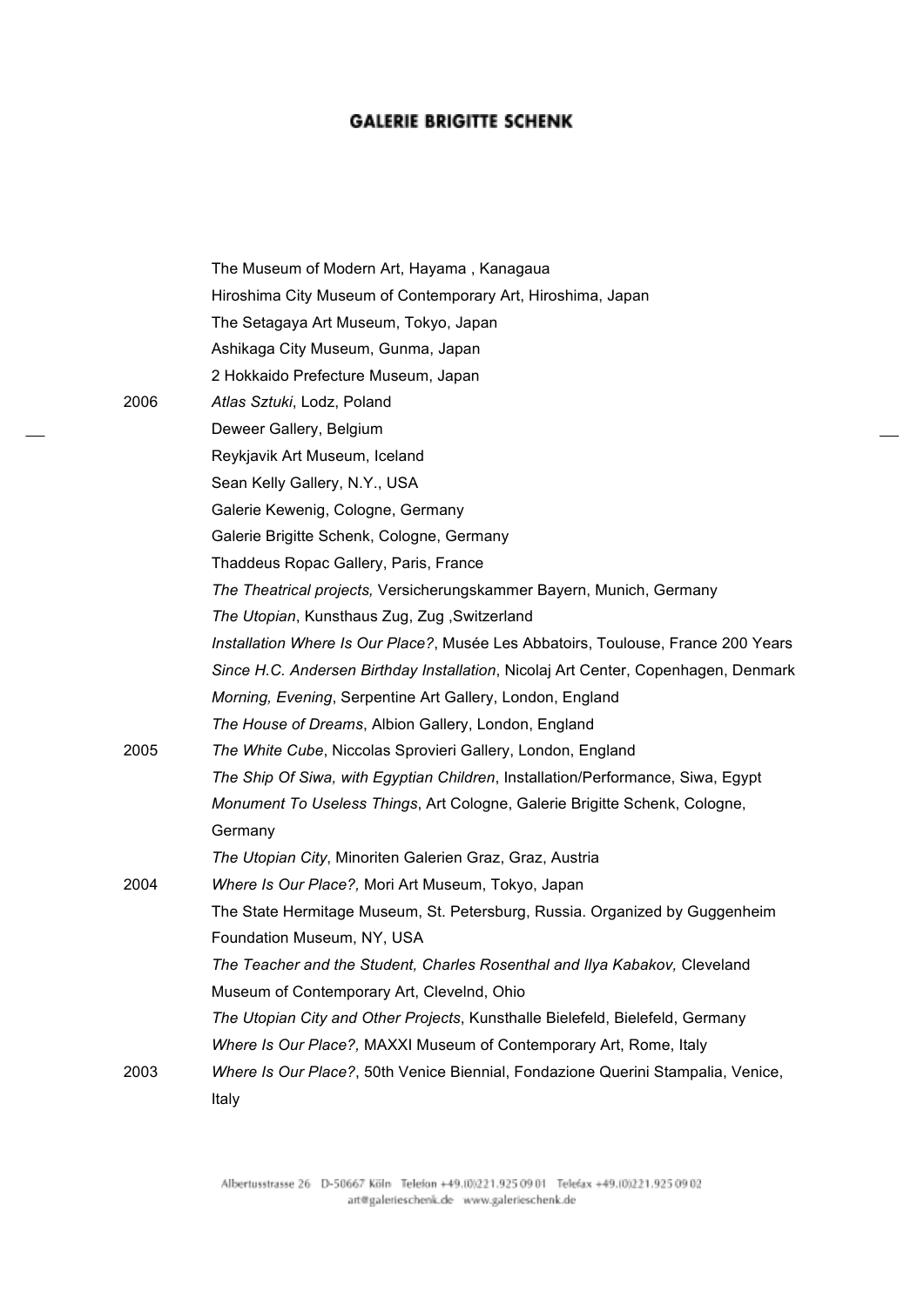The Museum of Modern Art, Hayama , Kanagaua
Hiroshima City Museum of Contemporary Art, Hiroshima, Japan
The Setagaya Art Museum, Tokyo, Japan
Ashikaga City Museum, Gunma, Japan
2 Hokkaido Prefecture Museum, Japan

2006 *Atlas Sztuki*, Lodz, Poland
Deweer Gallery, Belgium
Reykjavik Art Museum, Iceland
Sean Kelly Gallery, N.Y., USA
Galerie Kewenig, Cologne, Germany
Galerie Brigitte Schenk, Cologne, Germany
Thaddeus Ropac Gallery, Paris, France
*The Theatrical projects,* Versicherungskammer Bayern, Munich, Germany
*The Utopian*, Kunsthaus Zug, Zug ,Switzerland
*Installation Where Is Our Place?*, Musée Les Abbatoirs, Toulouse, France 200 Years
*Since H.C. Andersen Birthday Installation*, Nicolaj Art Center, Copenhagen, Denmark
*Morning, Evening*, Serpentine Art Gallery, London, England
*The House of Dreams*, Albion Gallery, London, England

2005 *The White Cube*, Niccolas Sprovieri Gallery, London, England
*The Ship Of Siwa, with Egyptian Children*, Installation/Performance, Siwa, Egypt
*Monument To Useless Things*, Art Cologne, Galerie Brigitte Schenk, Cologne, Germany
*The Utopian City*, Minoriten Galerien Graz, Graz, Austria

2004 *Where Is Our Place?,* Mori Art Museum, Tokyo, Japan
The State Hermitage Museum, St. Petersburg, Russia. Organized by Guggenheim Foundation Museum, NY, USA
*The Teacher and the Student, Charles Rosenthal and Ilya Kabakov,* Cleveland Museum of Contemporary Art, Clevelnd, Ohio
*The Utopian City and Other Projects*, Kunsthalle Bielefeld, Bielefeld, Germany
*Where Is Our Place?,* MAXXI Museum of Contemporary Art, Rome, Italy

2003 *Where Is Our Place?*, 50th Venice Biennial, Fondazione Querini Stampalia, Venice, Italy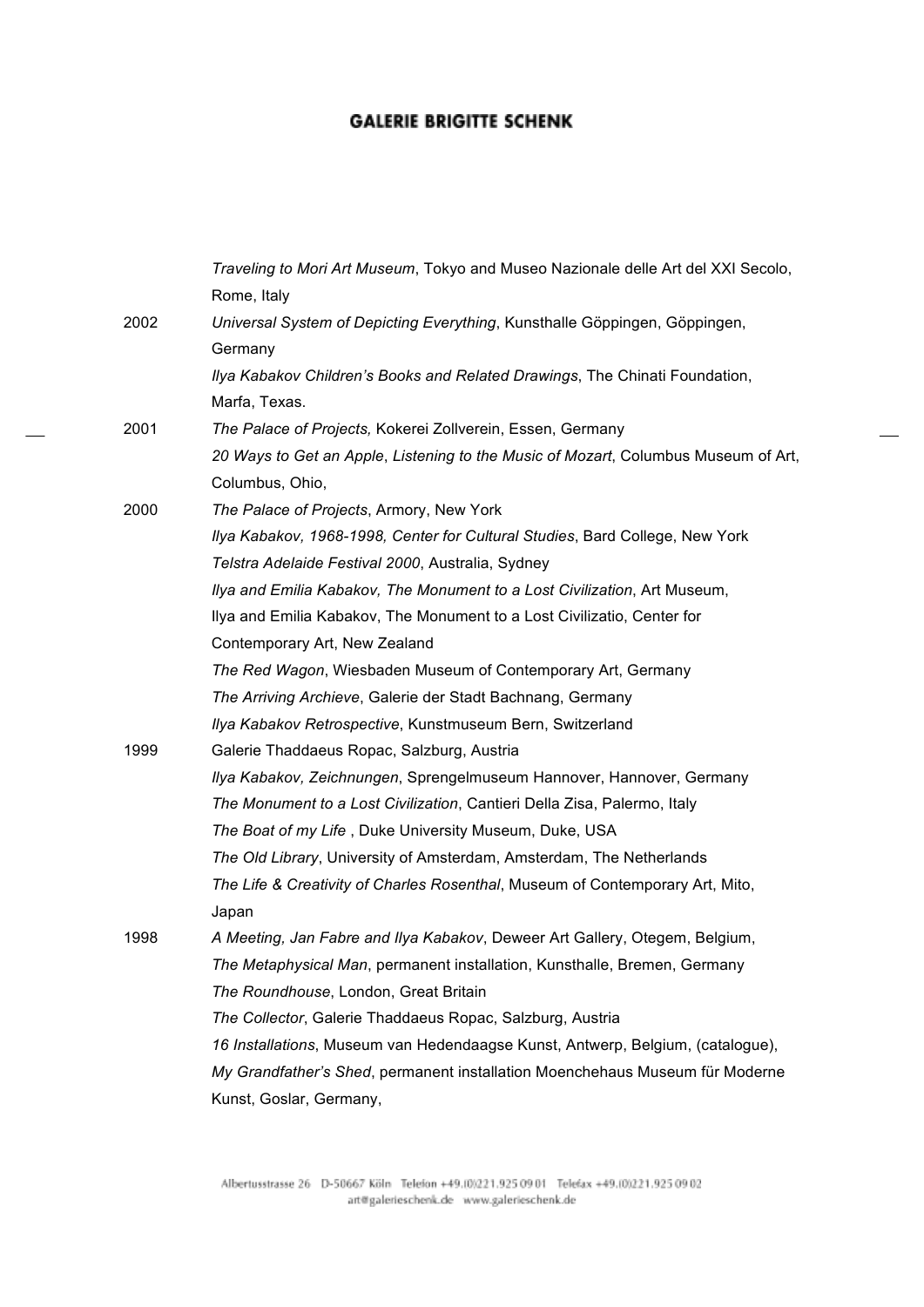*Traveling to Mori Art Museum*, Tokyo and Museo Nazionale delle Art del XXI Secolo, Rome, Italy

2002 *Universal System of Depicting Everything*, Kunsthalle Göppingen, Göppingen, Germany
*Ilya Kabakov Children's Books and Related Drawings*, The Chinati Foundation, Marfa, Texas.

2001 *The Palace of Projects,* Kokerei Zollverein, Essen, Germany
*20 Ways to Get an Apple*, *Listening to the Music of Mozart*, Columbus Museum of Art, Columbus, Ohio,

2000 *The Palace of Projects*, Armory, New York
*Ilya Kabakov, 1968-1998, Center for Cultural Studies*, Bard College, New York
*Telstra Adelaide Festival 2000*, Australia, Sydney
*Ilya and Emilia Kabakov, The Monument to a Lost Civilization*, Art Museum, Ilya and Emilia Kabakov, The Monument to a Lost Civilizatio, Center for Contemporary Art, New Zealand
*The Red Wagon*, Wiesbaden Museum of Contemporary Art, Germany
*The Arriving Archieve*, Galerie der Stadt Bachnang, Germany
*Ilya Kabakov Retrospective*, Kunstmuseum Bern, Switzerland

1999 Galerie Thaddaeus Ropac, Salzburg, Austria
*Ilya Kabakov, Zeichnungen*, Sprengelmuseum Hannover, Hannover, Germany
*The Monument to a Lost Civilization*, Cantieri Della Zisa, Palermo, Italy
*The Boat of my Life* , Duke University Museum, Duke, USA
*The Old Library*, University of Amsterdam, Amsterdam, The Netherlands
*The Life & Creativity of Charles Rosenthal*, Museum of Contemporary Art, Mito, Japan

1998 *A Meeting, Jan Fabre and Ilya Kabakov*, Deweer Art Gallery, Otegem, Belgium,
*The Metaphysical Man*, permanent installation, Kunsthalle, Bremen, Germany
*The Roundhouse*, London, Great Britain
*The Collector*, Galerie Thaddaeus Ropac, Salzburg, Austria
*16 Installations*, Museum van Hedendaagse Kunst, Antwerp, Belgium, (catalogue),
*My Grandfather's Shed*, permanent installation Moenchehaus Museum für Moderne Kunst, Goslar, Germany,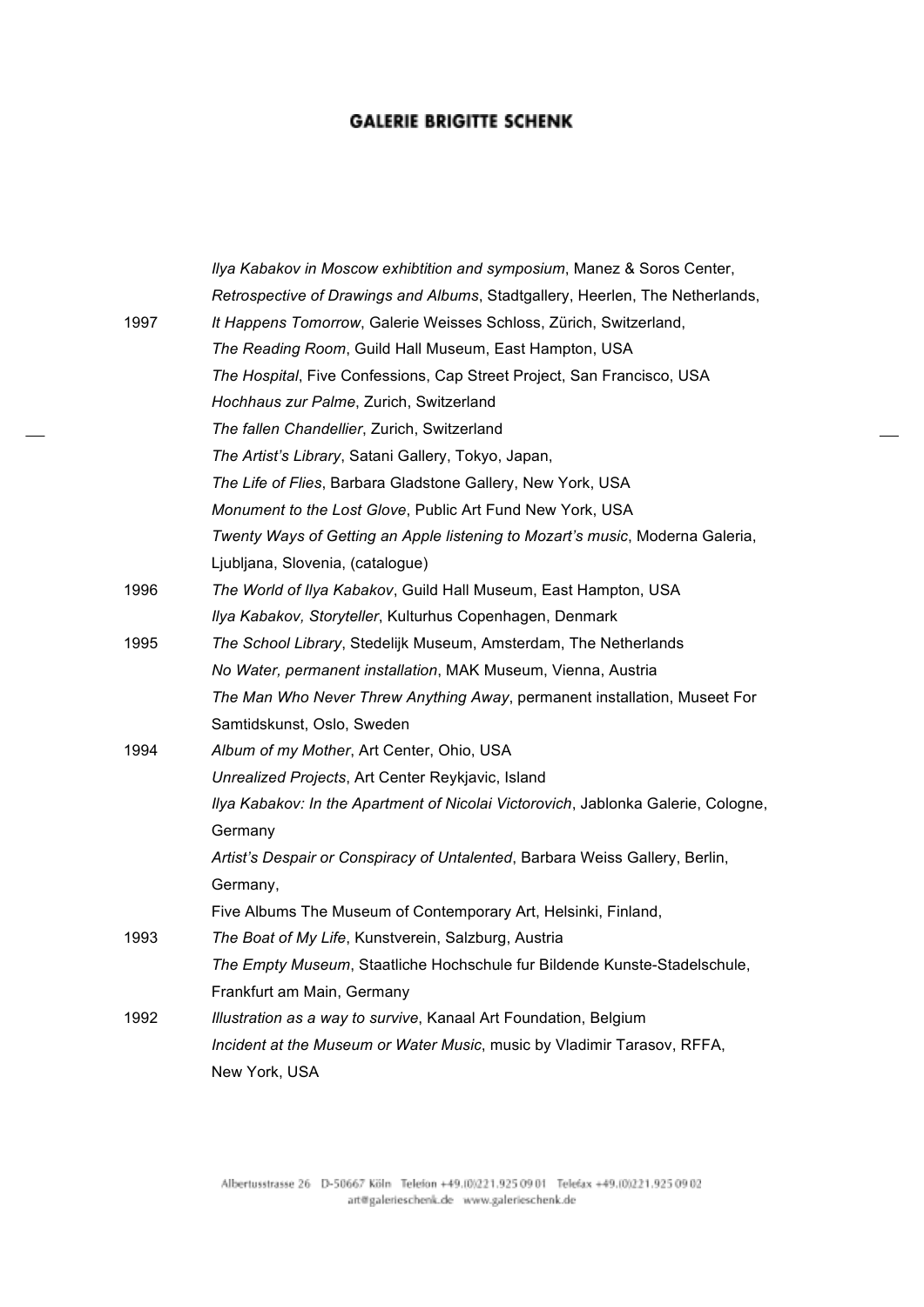*Ilya Kabakov in Moscow exhibtition and symposium*, Manez & Soros Center,

*Retrospective of Drawings and Albums*, Stadtgallery, Heerlen, The Netherlands,

1997 *It Happens Tomorrow*, Galerie Weisses Schloss, Zürich, Switzerland,

*The Reading Room*, Guild Hall Museum, East Hampton, USA

*The Hospital*, Five Confessions, Cap Street Project, San Francisco, USA

*Hochhaus zur Palme*, Zurich, Switzerland

*The fallen Chandellier*, Zurich, Switzerland

*The Artist's Library*, Satani Gallery, Tokyo, Japan,

*The Life of Flies*, Barbara Gladstone Gallery, New York, USA

*Monument to the Lost Glove*, Public Art Fund New York, USA

*Twenty Ways of Getting an Apple listening to Mozart's music*, Moderna Galeria, Ljubljana, Slovenia, (catalogue)

1996 *The World of Ilya Kabakov*, Guild Hall Museum, East Hampton, USA

*Ilya Kabakov, Storyteller*, Kulturhus Copenhagen, Denmark

1995 *The School Library*, Stedelijk Museum, Amsterdam, The Netherlands

*No Water, permanent installation*, MAK Museum, Vienna, Austria

*The Man Who Never Threw Anything Away*, permanent installation, Museet For Samtidskunst, Oslo, Sweden

1994 *Album of my Mother*, Art Center, Ohio, USA

*Unrealized Projects*, Art Center Reykjavic, Island

*Ilya Kabakov: In the Apartment of Nicolai Victorovich*, Jablonka Galerie, Cologne, Germany

*Artist's Despair or Conspiracy of Untalented*, Barbara Weiss Gallery, Berlin, Germany,

Five Albums The Museum of Contemporary Art, Helsinki, Finland,

1993 *The Boat of My Life*, Kunstverein, Salzburg, Austria

*The Empty Museum*, Staatliche Hochschule fur Bildende Kunste-Stadelschule, Frankfurt am Main, Germany

1992 *Illustration as a way to survive*, Kanaal Art Foundation, Belgium

*Incident at the Museum or Water Music*, music by Vladimir Tarasov, RFFA, New York, USA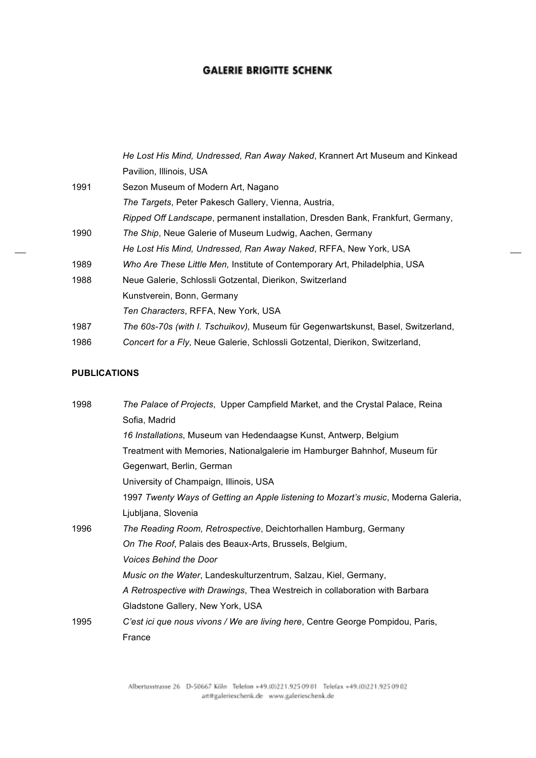| | |
|---|---|
| | *He Lost His Mind, Undressed, Ran Away Naked*, Krannert Art Museum and Kinkead Pavilion, Illinois, USA |
| 1991 | Sezon Museum of Modern Art, Nagano |
| | *The Targets*, Peter Pakesch Gallery, Vienna, Austria, |
| | *Ripped Off Landscape*, permanent installation, Dresden Bank, Frankfurt, Germany, |
| 1990 | *The Ship*, Neue Galerie of Museum Ludwig, Aachen, Germany |
| | *He Lost His Mind, Undressed, Ran Away Naked*, RFFA, New York, USA |
| 1989 | *Who Are These Little Men,* Institute of Contemporary Art, Philadelphia, USA |
| 1988 | Neue Galerie, Schlossli Gotzental, Dierikon, Switzerland |
| | Kunstverein, Bonn, Germany |
| | *Ten Characters*, RFFA, New York, USA |
| 1987 | *The 60s-70s (with I. Tschuikov),* Museum für Gegenwartskunst, Basel, Switzerland, |
| 1986 | *Concert for a Fly*, Neue Galerie, Schlossli Gotzental, Dierikon, Switzerland, |

**PUBLICATIONS**

| | |
|---|---|
| 1998 | *The Palace of Projects*, Upper Campfield Market, and the Crystal Palace, Reina Sofia, Madrid |
| | *16 Installations*, Museum van Hedendaagse Kunst, Antwerp, Belgium |
| | Treatment with Memories, Nationalgalerie im Hamburger Bahnhof, Museum für Gegenwart, Berlin, German |
| | University of Champaign, Illinois, USA |
| | 1997 *Twenty Ways of Getting an Apple listening to Mozart's music*, Moderna Galeria, Ljubljana, Slovenia |
| 1996 | *The Reading Room, Retrospective*, Deichtorhallen Hamburg, Germany |
| | *On The Roof*, Palais des Beaux-Arts, Brussels, Belgium, |
| | *Voices Behind the Door* |
| | *Music on the Water*, Landeskulturzentrum, Salzau, Kiel, Germany, |
| | *A Retrospective with Drawings*, Thea Westreich in collaboration with Barbara Gladstone Gallery, New York, USA |
| 1995 | *C'est ici que nous vivons / We are living here*, Centre George Pompidou, Paris, France |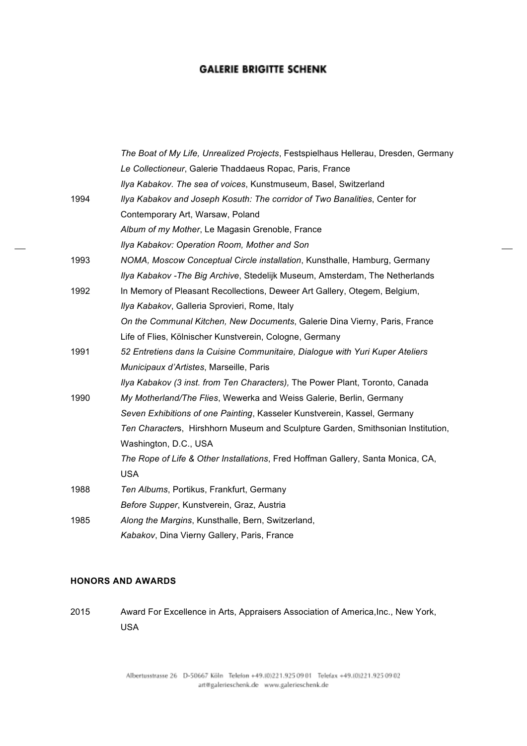| | |
|---|---|
| | *The Boat of My Life, Unrealized Projects*, Festspielhaus Hellerau, Dresden, Germany |
| | *Le Collectioneur*, Galerie Thaddaeus Ropac, Paris, France |
| | *Ilya Kabakov. The sea of voices*, Kunstmuseum, Basel, Switzerland |
| 1994 | *Ilya Kabakov and Joseph Kosuth: The corridor of Two Banalities*, Center for Contemporary Art, Warsaw, Poland |
| | *Album of my Mother*, Le Magasin Grenoble, France |
| | *Ilya Kabakov: Operation Room, Mother and Son* |
| 1993 | *NOMA, Moscow Conceptual Circle installation*, Kunsthalle, Hamburg, Germany |
| | *Ilya Kabakov -The Big Archive*, Stedelijk Museum, Amsterdam, The Netherlands |
| 1992 | In Memory of Pleasant Recollections, Deweer Art Gallery, Otegem, Belgium, |
| | *Ilya Kabakov*, Galleria Sprovieri, Rome, Italy |
| | *On the Communal Kitchen, New Documents*, Galerie Dina Vierny, Paris, France |
| | Life of Flies, Kölnischer Kunstverein, Cologne, Germany |
| 1991 | *52 Entretiens dans la Cuisine Communitaire, Dialogue with Yuri Kuper Ateliers Municipaux d'Artistes*, Marseille, Paris |
| | *Ilya Kabakov (3 inst. from Ten Characters),* The Power Plant, Toronto, Canada |
| 1990 | *My Motherland/The Flies*, Wewerka and Weiss Galerie, Berlin, Germany |
| | *Seven Exhibitions of one Painting*, Kasseler Kunstverein, Kassel, Germany |
| | *Ten Characters*, Hirshhorn Museum and Sculpture Garden, Smithsonian Institution, Washington, D.C., USA |
| | *The Rope of Life & Other Installations*, Fred Hoffman Gallery, Santa Monica, CA, USA |
| 1988 | *Ten Albums*, Portikus, Frankfurt, Germany |
| | *Before Supper*, Kunstverein, Graz, Austria |
| 1985 | *Along the Margins*, Kunsthalle, Bern, Switzerland, |
| | *Kabakov*, Dina Vierny Gallery, Paris, France |

**HONORS AND AWARDS**

| | |
|---|---|
| 2015 | Award For Excellence in Arts, Appraisers Association of America,Inc., New York, USA |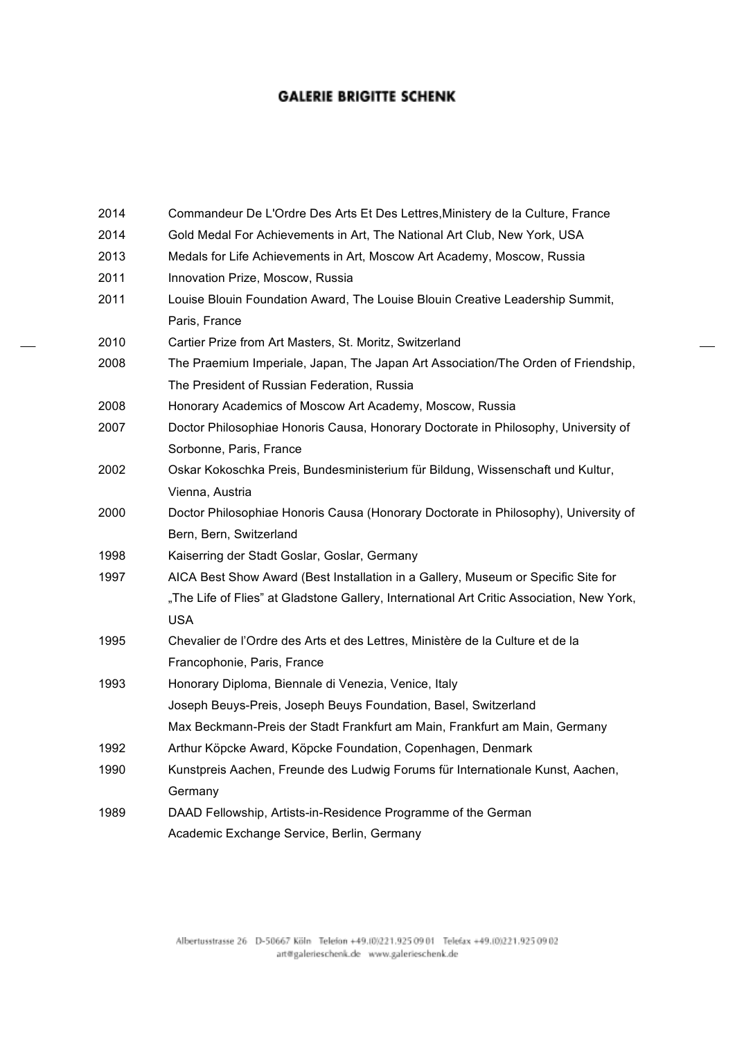| | |
|---|---|
| 2014 | Commandeur De L'Ordre Des Arts Et Des Lettres,Ministery de la Culture, France |
| 2014 | Gold Medal For Achievements in Art, The National Art Club, New York, USA |
| 2013 | Medals for Life Achievements in Art, Moscow Art Academy, Moscow, Russia |
| 2011 | Innovation Prize, Moscow, Russia |
| 2011 | Louise Blouin Foundation Award, The Louise Blouin Creative Leadership Summit, Paris, France |
| 2010 | Cartier Prize from Art Masters, St. Moritz, Switzerland |
| 2008 | The Praemium Imperiale, Japan, The Japan Art Association/The Orden of Friendship, The President of Russian Federation, Russia |
| 2008 | Honorary Academics of Moscow Art Academy, Moscow, Russia |
| 2007 | Doctor Philosophiae Honoris Causa, Honorary Doctorate in Philosophy, University of Sorbonne, Paris, France |
| 2002 | Oskar Kokoschka Preis, Bundesministerium für Bildung, Wissenschaft und Kultur, Vienna, Austria |
| 2000 | Doctor Philosophiae Honoris Causa (Honorary Doctorate in Philosophy), University of Bern, Bern, Switzerland |
| 1998 | Kaiserring der Stadt Goslar, Goslar, Germany |
| 1997 | AICA Best Show Award (Best Installation in a Gallery, Museum or Specific Site for „The Life of Flies" at Gladstone Gallery, International Art Critic Association, New York, USA |
| 1995 | Chevalier de l'Ordre des Arts et des Lettres, Ministère de la Culture et de la Francophonie, Paris, France |
| 1993 | Honorary Diploma, Biennale di Venezia, Venice, Italy |
| | Joseph Beuys-Preis, Joseph Beuys Foundation, Basel, Switzerland |
| | Max Beckmann-Preis der Stadt Frankfurt am Main, Frankfurt am Main, Germany |
| 1992 | Arthur Köpcke Award, Köpcke Foundation, Copenhagen, Denmark |
| 1990 | Kunstpreis Aachen, Freunde des Ludwig Forums für Internationale Kunst, Aachen, Germany |
| 1989 | DAAD Fellowship, Artists-in-Residence Programme of the German Academic Exchange Service, Berlin, Germany |